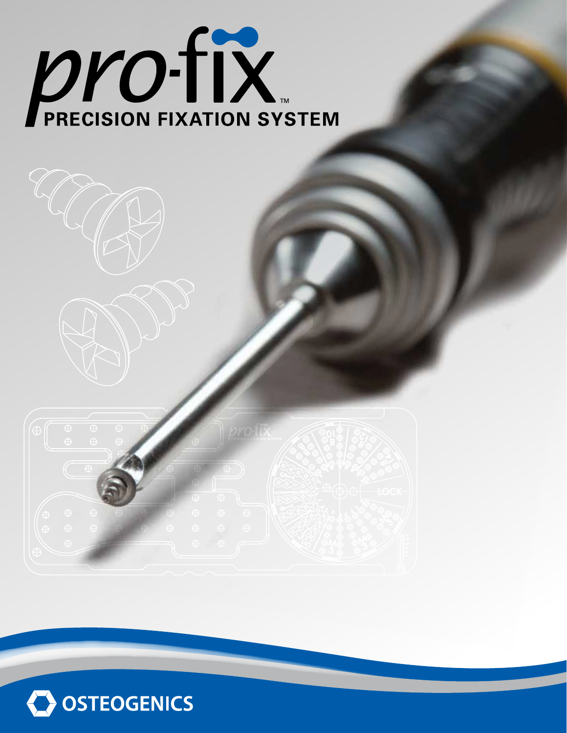# pro-fix™

## PRECISION FIXATION SYSTEM

OSTEOGENICS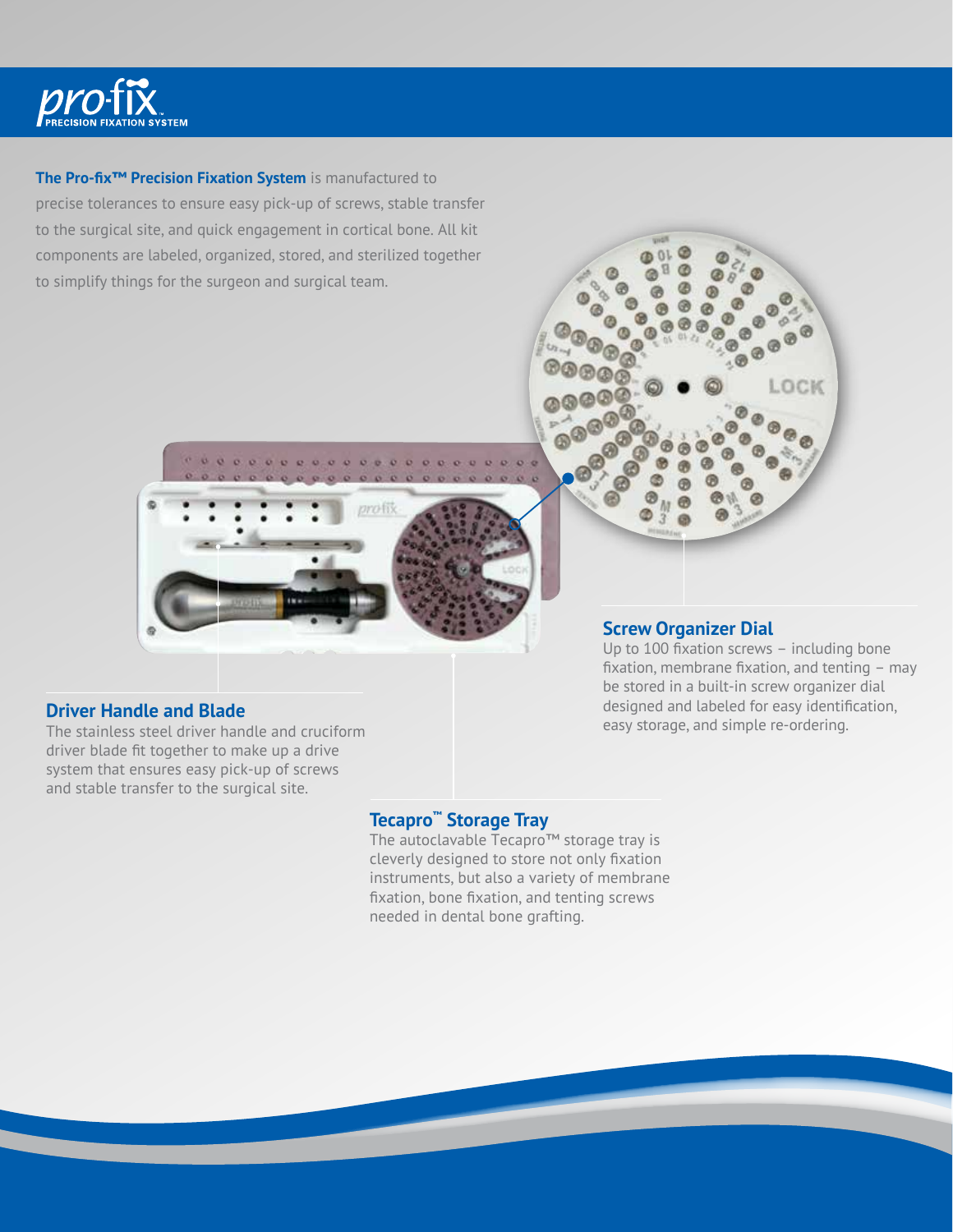# pro-fix™ PRECISION FIXATION SYSTEM

**The Pro-fix™ Precision Fixation System** is manufactured to precise tolerances to ensure easy pick-up of screws, stable transfer to the surgical site, and quick engagement in cortical bone. All kit components are labeled, organized, stored, and sterilized together to simplify things for the surgeon and surgical team.

## Screw Organizer Dial

Up to 100 fixation screws – including bone fixation, membrane fixation, and tenting – may be stored in a built-in screw organizer dial designed and labeled for easy identification, easy storage, and simple re-ordering.

## Driver Handle and Blade

The stainless steel driver handle and cruciform driver blade fit together to make up a drive system that ensures easy pick-up of screws and stable transfer to the surgical site.

## Tecapro™ Storage Tray

The autoclavable Tecapro™ storage tray is cleverly designed to store not only fixation instruments, but also a variety of membrane fixation, bone fixation, and tenting screws needed in dental bone grafting.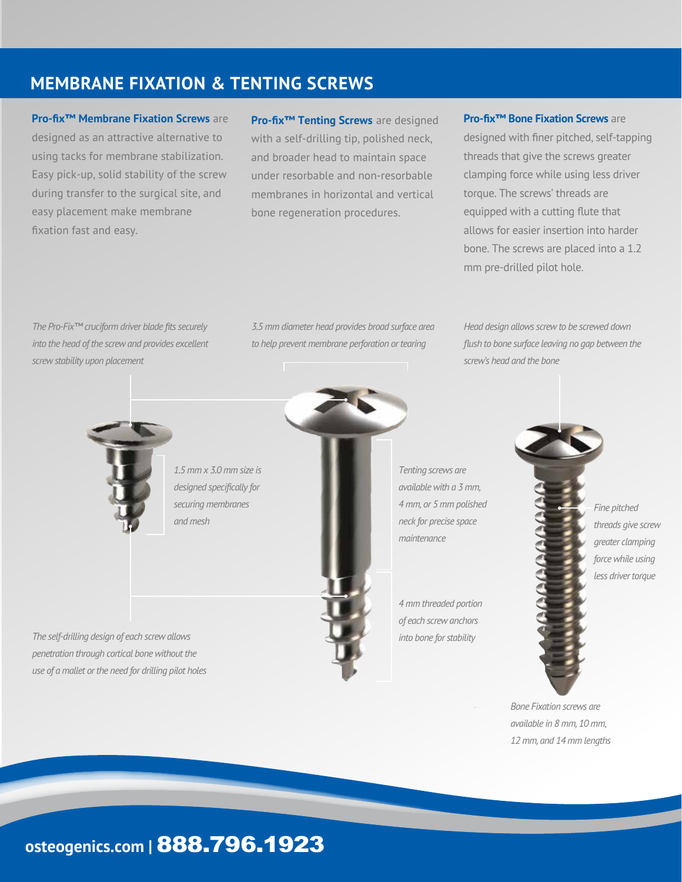## MEMBRANE FIXATION & TENTING SCREWS

**Pro-fix™ Membrane Fixation Screws** are designed as an attractive alternative to using tacks for membrane stabilization. Easy pick-up, solid stability of the screw during transfer to the surgical site, and easy placement make membrane fixation fast and easy.

**Pro-fix™ Tenting Screws** are designed with a self-drilling tip, polished neck, and broader head to maintain space under resorbable and non-resorbable membranes in horizontal and vertical bone regeneration procedures.

**Pro-fix™ Bone Fixation Screws** are designed with finer pitched, self-tapping threads that give the screws greater clamping force while using less driver torque. The screws' threads are equipped with a cutting flute that allows for easier insertion into harder bone. The screws are placed into a 1.2 mm pre-drilled pilot hole.

*The Pro-Fix™ cruciform driver blade fits securely into the head of the screw and provides excellent screw stability upon placement*

*3.5 mm diameter head provides broad surface area to help prevent membrane perforation or tearing*

*Head design allows screw to be screwed down flush to bone surface leaving no gap between the screw's head and the bone*

*1.5 mm x 3.0 mm size is designed specifically for securing membranes and mesh*

*Tenting screws are available with a 3 mm, 4 mm, or 5 mm polished neck for precise space maintenance*

*Fine pitched threads give screw greater clamping force while using less driver torque*

*4 mm threaded portion of each screw anchors into bone for stability*

*The self-drilling design of each screw allows penetration through cortical bone without the use of a mallet or the need for drilling pilot holes*

*Bone Fixation screws are available in 8 mm, 10 mm, 12 mm, and 14 mm lengths*

**osteogenics.com | 888.796.1923**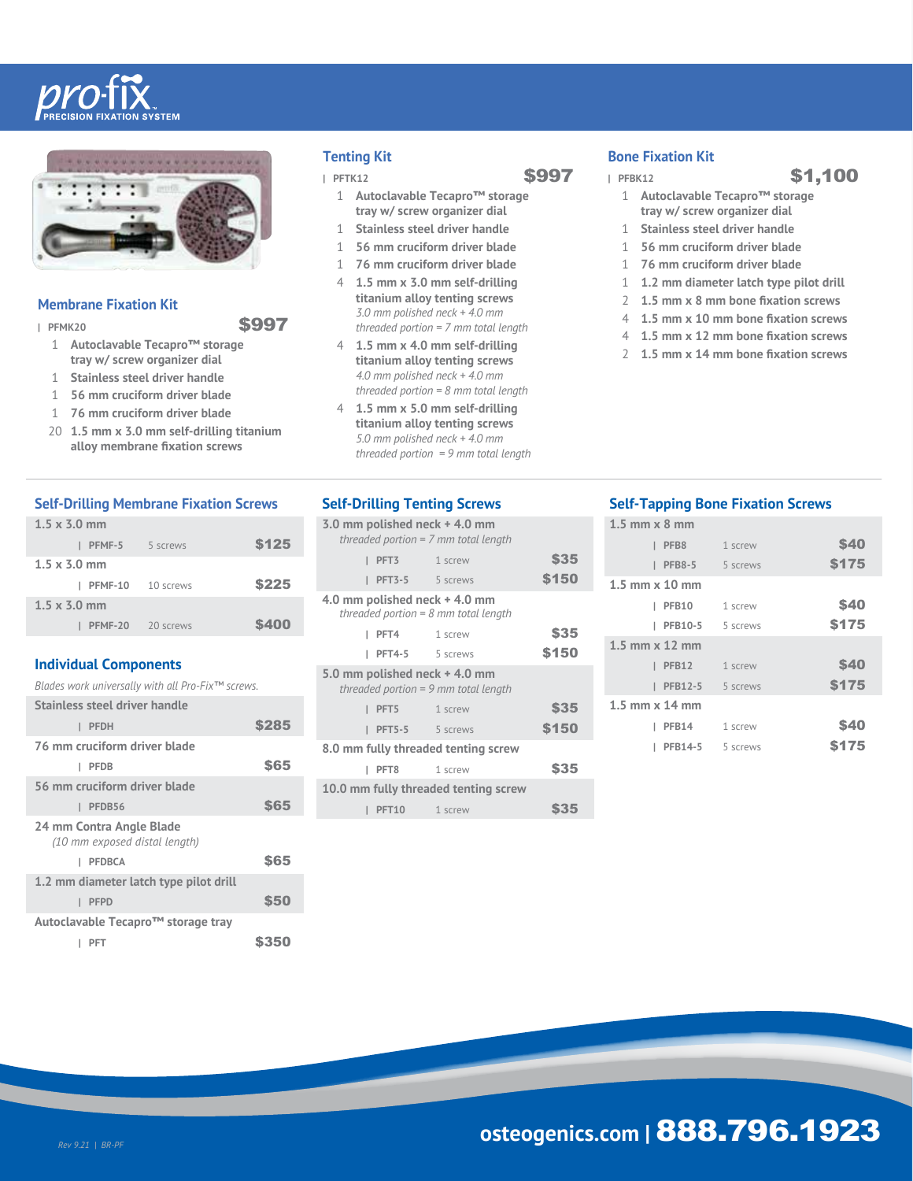# pro-fix

PRECISION FIXATION SYSTEM

## Membrane Fixation Kit

| PFMK20 **$997**

- 1 Autoclavable Tecapro™ storage tray w/ screw organizer dial
- 1 Stainless steel driver handle
- 1 56 mm cruciform driver blade
- 1 76 mm cruciform driver blade
- 20 1.5 mm x 3.0 mm self-drilling titanium alloy membrane fixation screws

## Tenting Kit

| PFTK12 **$997**

- 1 Autoclavable Tecapro™ storage tray w/ screw organizer dial
- 1 Stainless steel driver handle
- 1 56 mm cruciform driver blade
- 1 76 mm cruciform driver blade
- 4 1.5 mm x 3.0 mm self-drilling titanium alloy tenting screws
  *3.0 mm polished neck + 4.0 mm threaded portion = 7 mm total length*
- 4 1.5 mm x 4.0 mm self-drilling titanium alloy tenting screws
  *4.0 mm polished neck + 4.0 mm threaded portion = 8 mm total length*
- 4 1.5 mm x 5.0 mm self-drilling titanium alloy tenting screws
  *5.0 mm polished neck + 4.0 mm threaded portion = 9 mm total length*

## Bone Fixation Kit

| PFBK12 **$1,100**

- 1 Autoclavable Tecapro™ storage tray w/ screw organizer dial
- 1 Stainless steel driver handle
- 1 56 mm cruciform driver blade
- 1 76 mm cruciform driver blade
- 1 1.2 mm diameter latch type pilot drill
- 2 1.5 mm x 8 mm bone fixation screws
- 4 1.5 mm x 10 mm bone fixation screws
- 4 1.5 mm x 12 mm bone fixation screws
- 2 1.5 mm x 14 mm bone fixation screws

## Self-Drilling Membrane Fixation Screws

| Size | Item | Quantity | Price |
|---|---|---|---|
| 1.5 x 3.0 mm | PFMF-5 | 5 screws | $125 |
| 1.5 x 3.0 mm | PFMF-10 | 10 screws | $225 |
| 1.5 x 3.0 mm | PFMF-20 | 20 screws | $400 |

## Individual Components

*Blades work universally with all Pro-Fix™ screws.*

| Component | Item | Price |
|---|---|---|
| Stainless steel driver handle | PFDH | $285 |
| 76 mm cruciform driver blade | PFDB | $65 |
| 56 mm cruciform driver blade | PFDB56 | $65 |
| 24 mm Contra Angle Blade *(10 mm exposed distal length)* | PFDBCA | $65 |
| 1.2 mm diameter latch type pilot drill | PFPD | $50 |
| Autoclavable Tecapro™ storage tray | PFT | $350 |

## Self-Drilling Tenting Screws

| Description | Item | Quantity | Price |
|---|---|---|---|
| 3.0 mm polished neck + 4.0 mm *threaded portion = 7 mm total length* | PFT3 | 1 screw | $35 |
| | PFT3-5 | 5 screws | $150 |
| 4.0 mm polished neck + 4.0 mm *threaded portion = 8 mm total length* | PFT4 | 1 screw | $35 |
| | PFT4-5 | 5 screws | $150 |
| 5.0 mm polished neck + 4.0 mm *threaded portion = 9 mm total length* | PFT5 | 1 screw | $35 |
| | PFT5-5 | 5 screws | $150 |
| 8.0 mm fully threaded tenting screw | PFT8 | 1 screw | $35 |
| 10.0 mm fully threaded tenting screw | PFT10 | 1 screw | $35 |

## Self-Tapping Bone Fixation Screws

| Size | Item | Quantity | Price |
|---|---|---|---|
| 1.5 mm x 8 mm | PFB8 | 1 screw | $40 |
| | PFB8-5 | 5 screws | $175 |
| 1.5 mm x 10 mm | PFB10 | 1 screw | $40 |
| | PFB10-5 | 5 screws | $175 |
| 1.5 mm x 12 mm | PFB12 | 1 screw | $40 |
| | PFB12-5 | 5 screws | $175 |
| 1.5 mm x 14 mm | PFB14 | 1 screw | $40 |
| | PFB14-5 | 5 screws | $175 |

Rev 9.21 | BR-PF

**osteogenics.com | 888.796.1923**